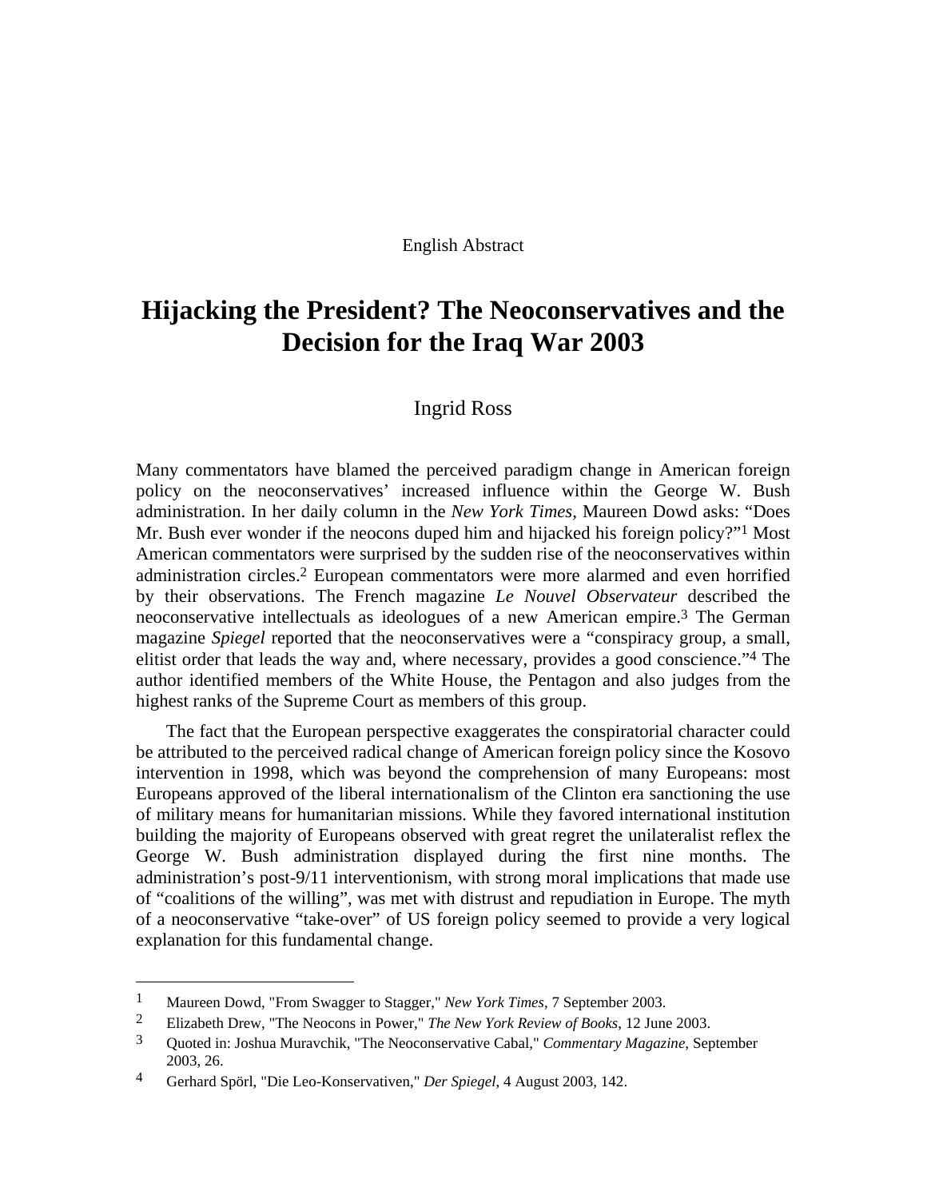English Abstract

# Hijacking the President? The Neoconservatives and the Decision for the Iraq War 2003

Ingrid Ross

Many commentators have blamed the perceived paradigm change in American foreign policy on the neoconservatives' increased influence within the George W. Bush administration. In her daily column in the *New York Times,* Maureen Dowd asks: "Does Mr. Bush ever wonder if the neocons duped him and hijacked his foreign policy?"[1] Most American commentators were surprised by the sudden rise of the neoconservatives within administration circles.[2] European commentators were more alarmed and even horrified by their observations. The French magazine *Le Nouvel Observateur* described the neoconservative intellectuals as ideologues of a new American empire.[3] The German magazine *Spiegel* reported that the neoconservatives were a "conspiracy group, a small, elitist order that leads the way and, where necessary, provides a good conscience."[4] The author identified members of the White House, the Pentagon and also judges from the highest ranks of the Supreme Court as members of this group.

The fact that the European perspective exaggerates the conspiratorial character could be attributed to the perceived radical change of American foreign policy since the Kosovo intervention in 1998, which was beyond the comprehension of many Europeans: most Europeans approved of the liberal internationalism of the Clinton era sanctioning the use of military means for humanitarian missions. While they favored international institution building the majority of Europeans observed with great regret the unilateralist reflex the George W. Bush administration displayed during the first nine months. The administration's post-9/11 interventionism, with strong moral implications that made use of "coalitions of the willing", was met with distrust and repudiation in Europe. The myth of a neoconservative "take-over" of US foreign policy seemed to provide a very logical explanation for this fundamental change.

---

1 Maureen Dowd, "From Swagger to Stagger," *New York Times*, 7 September 2003.

2 Elizabeth Drew, "The Neocons in Power," *The New York Review of Books*, 12 June 2003.

3 Quoted in: Joshua Muravchik, "The Neoconservative Cabal," *Commentary Magazine*, September 2003, 26.

4 Gerhard Spörl, "Die Leo-Konservativen," *Der Spiegel*, 4 August 2003, 142.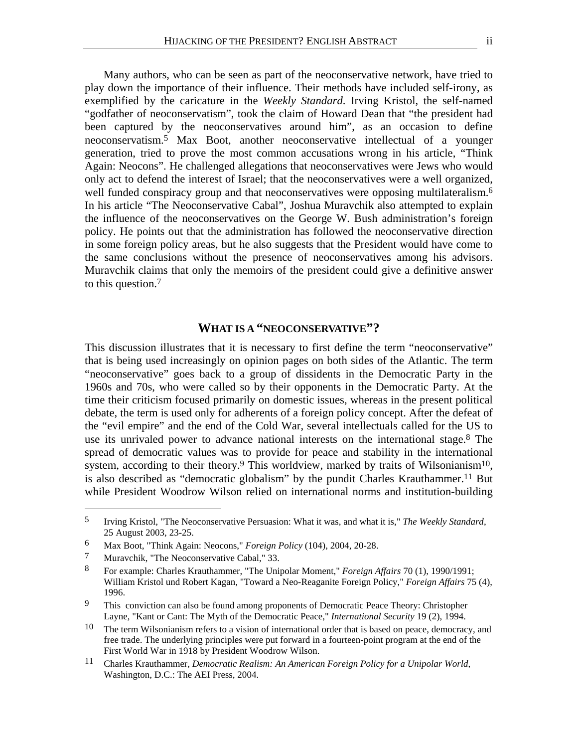Many authors, who can be seen as part of the neoconservative network, have tried to play down the importance of their influence. Their methods have included self-irony, as exemplified by the caricature in the *Weekly Standard*. Irving Kristol, the self-named "godfather of neoconservatism", took the claim of Howard Dean that "the president had been captured by the neoconservatives around him", as an occasion to define neoconservatism.[5] Max Boot, another neoconservative intellectual of a younger generation, tried to prove the most common accusations wrong in his article, "Think Again: Neocons". He challenged allegations that neoconservatives were Jews who would only act to defend the interest of Israel; that the neoconservatives were a well organized, well funded conspiracy group and that neoconservatives were opposing multilateralism.[6] In his article "The Neoconservative Cabal", Joshua Muravchik also attempted to explain the influence of the neoconservatives on the George W. Bush administration's foreign policy. He points out that the administration has followed the neoconservative direction in some foreign policy areas, but he also suggests that the President would have come to the same conclusions without the presence of neoconservatives among his advisors. Muravchik claims that only the memoirs of the president could give a definitive answer to this question.[7]

## WHAT IS A "NEOCONSERVATIVE"?

This discussion illustrates that it is necessary to first define the term "neoconservative" that is being used increasingly on opinion pages on both sides of the Atlantic. The term "neoconservative" goes back to a group of dissidents in the Democratic Party in the 1960s and 70s, who were called so by their opponents in the Democratic Party. At the time their criticism focused primarily on domestic issues, whereas in the present political debate, the term is used only for adherents of a foreign policy concept. After the defeat of the "evil empire" and the end of the Cold War, several intellectuals called for the US to use its unrivaled power to advance national interests on the international stage.[8] The spread of democratic values was to provide for peace and stability in the international system, according to their theory.[9] This worldview, marked by traits of Wilsonianism[10], is also described as "democratic globalism" by the pundit Charles Krauthammer.[11] But while President Woodrow Wilson relied on international norms and institution-building

---

5 Irving Kristol, "The Neoconservative Persuasion: What it was, and what it is," *The Weekly Standard*, 25 August 2003, 23-25.

6 Max Boot, "Think Again: Neocons," *Foreign Policy* (104), 2004, 20-28.

7 Muravchik, "The Neoconservative Cabal," 33.

8 For example: Charles Krauthammer, "The Unipolar Moment," *Foreign Affairs* 70 (1), 1990/1991; William Kristol und Robert Kagan, "Toward a Neo-Reaganite Foreign Policy," *Foreign Affairs* 75 (4), 1996.

9 This conviction can also be found among proponents of Democratic Peace Theory: Christopher Layne, "Kant or Cant: The Myth of the Democratic Peace," *International Security* 19 (2), 1994.

10 The term Wilsonianism refers to a vision of international order that is based on peace, democracy, and free trade. The underlying principles were put forward in a fourteen-point program at the end of the First World War in 1918 by President Woodrow Wilson.

11 Charles Krauthammer, *Democratic Realism: An American Foreign Policy for a Unipolar World*, Washington, D.C.: The AEI Press, 2004.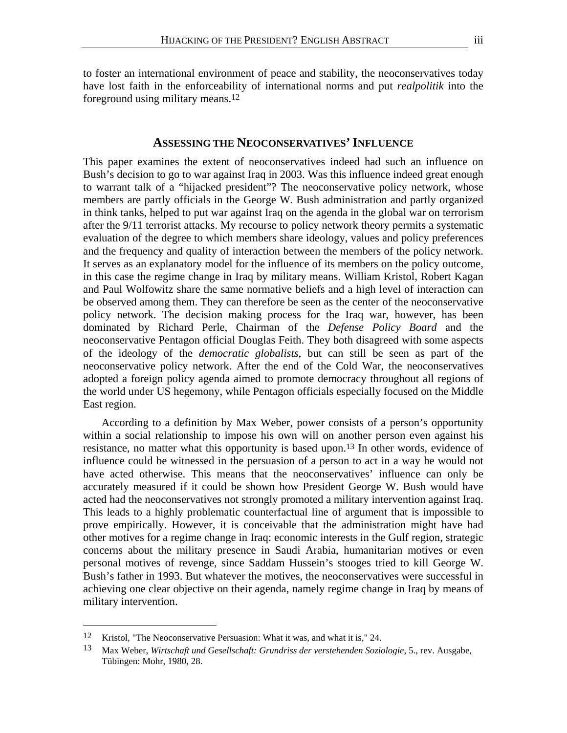to foster an international environment of peace and stability, the neoconservatives today have lost faith in the enforceability of international norms and put *realpolitik* into the foreground using military means.[12]

## ASSESSING THE NEOCONSERVATIVES' INFLUENCE

This paper examines the extent of neoconservatives indeed had such an influence on Bush's decision to go to war against Iraq in 2003. Was this influence indeed great enough to warrant talk of a "hijacked president"? The neoconservative policy network, whose members are partly officials in the George W. Bush administration and partly organized in think tanks, helped to put war against Iraq on the agenda in the global war on terrorism after the 9/11 terrorist attacks. My recourse to policy network theory permits a systematic evaluation of the degree to which members share ideology, values and policy preferences and the frequency and quality of interaction between the members of the policy network. It serves as an explanatory model for the influence of its members on the policy outcome, in this case the regime change in Iraq by military means. William Kristol, Robert Kagan and Paul Wolfowitz share the same normative beliefs and a high level of interaction can be observed among them. They can therefore be seen as the center of the neoconservative policy network. The decision making process for the Iraq war, however, has been dominated by Richard Perle, Chairman of the *Defense Policy Board* and the neoconservative Pentagon official Douglas Feith. They both disagreed with some aspects of the ideology of the *democratic globalists*, but can still be seen as part of the neoconservative policy network. After the end of the Cold War, the neoconservatives adopted a foreign policy agenda aimed to promote democracy throughout all regions of the world under US hegemony, while Pentagon officials especially focused on the Middle East region.

According to a definition by Max Weber, power consists of a person's opportunity within a social relationship to impose his own will on another person even against his resistance, no matter what this opportunity is based upon.[13] In other words, evidence of influence could be witnessed in the persuasion of a person to act in a way he would not have acted otherwise. This means that the neoconservatives' influence can only be accurately measured if it could be shown how President George W. Bush would have acted had the neoconservatives not strongly promoted a military intervention against Iraq. This leads to a highly problematic counterfactual line of argument that is impossible to prove empirically. However, it is conceivable that the administration might have had other motives for a regime change in Iraq: economic interests in the Gulf region, strategic concerns about the military presence in Saudi Arabia, humanitarian motives or even personal motives of revenge, since Saddam Hussein's stooges tried to kill George W. Bush's father in 1993. But whatever the motives, the neoconservatives were successful in achieving one clear objective on their agenda, namely regime change in Iraq by means of military intervention.

---

[12] Kristol, "The Neoconservative Persuasion: What it was, and what it is," 24.

[13] Max Weber, *Wirtschaft und Gesellschaft: Grundriss der verstehenden Soziologie*, 5., rev. Ausgabe, Tübingen: Mohr, 1980, 28.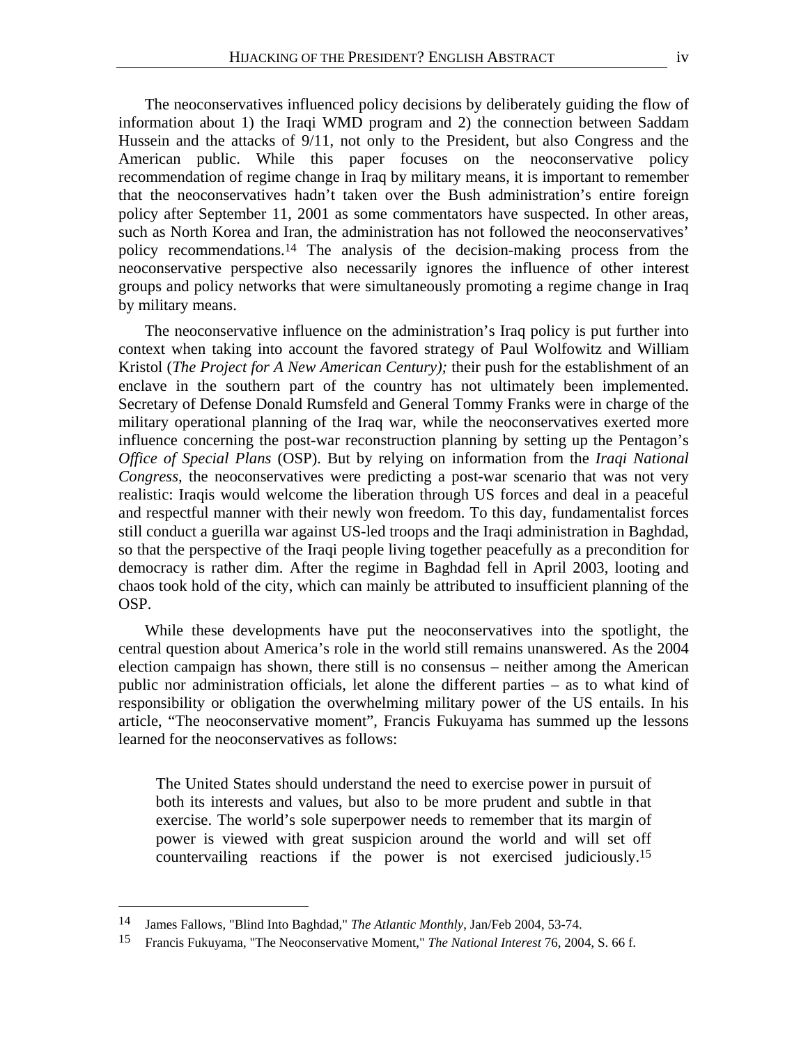The neoconservatives influenced policy decisions by deliberately guiding the flow of information about 1) the Iraqi WMD program and 2) the connection between Saddam Hussein and the attacks of 9/11, not only to the President, but also Congress and the American public. While this paper focuses on the neoconservative policy recommendation of regime change in Iraq by military means, it is important to remember that the neoconservatives hadn't taken over the Bush administration's entire foreign policy after September 11, 2001 as some commentators have suspected. In other areas, such as North Korea and Iran, the administration has not followed the neoconservatives' policy recommendations.[14] The analysis of the decision-making process from the neoconservative perspective also necessarily ignores the influence of other interest groups and policy networks that were simultaneously promoting a regime change in Iraq by military means.

The neoconservative influence on the administration's Iraq policy is put further into context when taking into account the favored strategy of Paul Wolfowitz and William Kristol (*The Project for A New American Century);* their push for the establishment of an enclave in the southern part of the country has not ultimately been implemented. Secretary of Defense Donald Rumsfeld and General Tommy Franks were in charge of the military operational planning of the Iraq war, while the neoconservatives exerted more influence concerning the post-war reconstruction planning by setting up the Pentagon's *Office of Special Plans* (OSP). But by relying on information from the *Iraqi National Congress,* the neoconservatives were predicting a post-war scenario that was not very realistic: Iraqis would welcome the liberation through US forces and deal in a peaceful and respectful manner with their newly won freedom. To this day, fundamentalist forces still conduct a guerilla war against US-led troops and the Iraqi administration in Baghdad, so that the perspective of the Iraqi people living together peacefully as a precondition for democracy is rather dim. After the regime in Baghdad fell in April 2003, looting and chaos took hold of the city, which can mainly be attributed to insufficient planning of the OSP.

While these developments have put the neoconservatives into the spotlight, the central question about America's role in the world still remains unanswered. As the 2004 election campaign has shown, there still is no consensus – neither among the American public nor administration officials, let alone the different parties – as to what kind of responsibility or obligation the overwhelming military power of the US entails. In his article, "The neoconservative moment", Francis Fukuyama has summed up the lessons learned for the neoconservatives as follows:

> The United States should understand the need to exercise power in pursuit of both its interests and values, but also to be more prudent and subtle in that exercise. The world's sole superpower needs to remember that its margin of power is viewed with great suspicion around the world and will set off countervailing reactions if the power is not exercised judiciously.[15]

---

[14] James Fallows, "Blind Into Baghdad," *The Atlantic Monthly*, Jan/Feb 2004, 53-74.

[15] Francis Fukuyama, "The Neoconservative Moment," *The National Interest* 76, 2004, S. 66 f.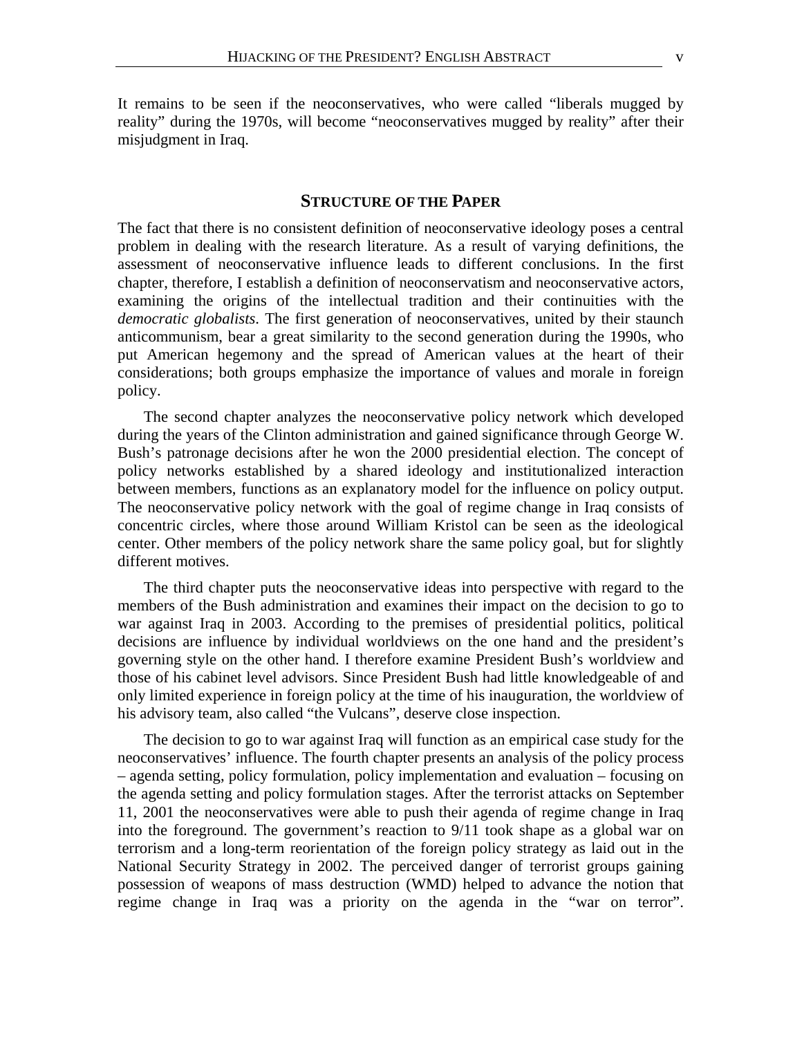It remains to be seen if the neoconservatives, who were called "liberals mugged by reality" during the 1970s, will become "neoconservatives mugged by reality" after their misjudgment in Iraq.

## STRUCTURE OF THE PAPER

The fact that there is no consistent definition of neoconservative ideology poses a central problem in dealing with the research literature. As a result of varying definitions, the assessment of neoconservative influence leads to different conclusions. In the first chapter, therefore, I establish a definition of neoconservatism and neoconservative actors, examining the origins of the intellectual tradition and their continuities with the *democratic globalists*. The first generation of neoconservatives, united by their staunch anticommunism, bear a great similarity to the second generation during the 1990s, who put American hegemony and the spread of American values at the heart of their considerations; both groups emphasize the importance of values and morale in foreign policy.

The second chapter analyzes the neoconservative policy network which developed during the years of the Clinton administration and gained significance through George W. Bush's patronage decisions after he won the 2000 presidential election. The concept of policy networks established by a shared ideology and institutionalized interaction between members, functions as an explanatory model for the influence on policy output. The neoconservative policy network with the goal of regime change in Iraq consists of concentric circles, where those around William Kristol can be seen as the ideological center. Other members of the policy network share the same policy goal, but for slightly different motives.

The third chapter puts the neoconservative ideas into perspective with regard to the members of the Bush administration and examines their impact on the decision to go to war against Iraq in 2003. According to the premises of presidential politics, political decisions are influence by individual worldviews on the one hand and the president's governing style on the other hand. I therefore examine President Bush's worldview and those of his cabinet level advisors. Since President Bush had little knowledgeable of and only limited experience in foreign policy at the time of his inauguration, the worldview of his advisory team, also called "the Vulcans", deserve close inspection.

The decision to go to war against Iraq will function as an empirical case study for the neoconservatives' influence. The fourth chapter presents an analysis of the policy process – agenda setting, policy formulation, policy implementation and evaluation – focusing on the agenda setting and policy formulation stages. After the terrorist attacks on September 11, 2001 the neoconservatives were able to push their agenda of regime change in Iraq into the foreground. The government's reaction to 9/11 took shape as a global war on terrorism and a long-term reorientation of the foreign policy strategy as laid out in the National Security Strategy in 2002. The perceived danger of terrorist groups gaining possession of weapons of mass destruction (WMD) helped to advance the notion that regime change in Iraq was a priority on the agenda in the "war on terror".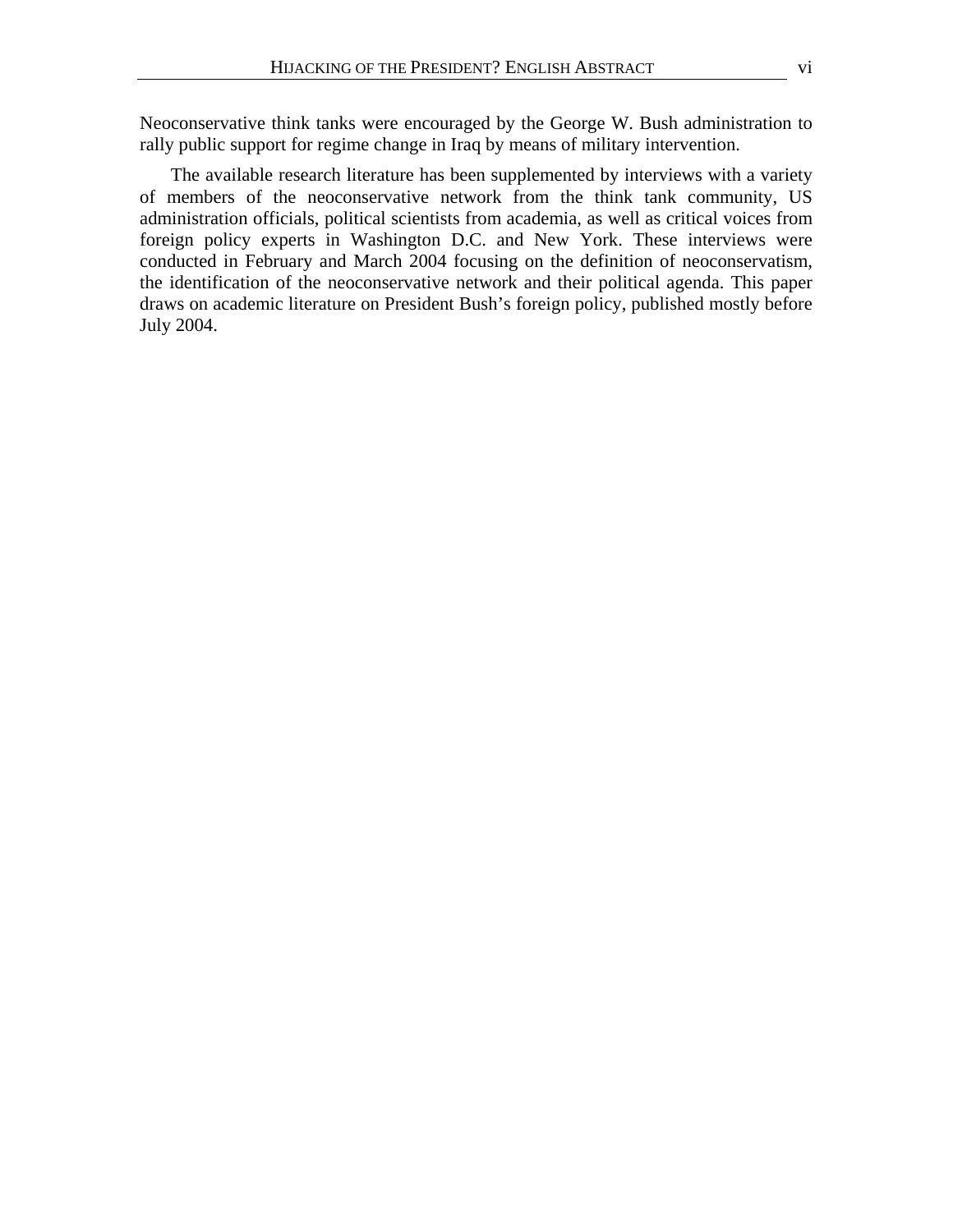Neoconservative think tanks were encouraged by the George W. Bush administration to rally public support for regime change in Iraq by means of military intervention.

The available research literature has been supplemented by interviews with a variety of members of the neoconservative network from the think tank community, US administration officials, political scientists from academia, as well as critical voices from foreign policy experts in Washington D.C. and New York. These interviews were conducted in February and March 2004 focusing on the definition of neoconservatism, the identification of the neoconservative network and their political agenda. This paper draws on academic literature on President Bush's foreign policy, published mostly before July 2004.